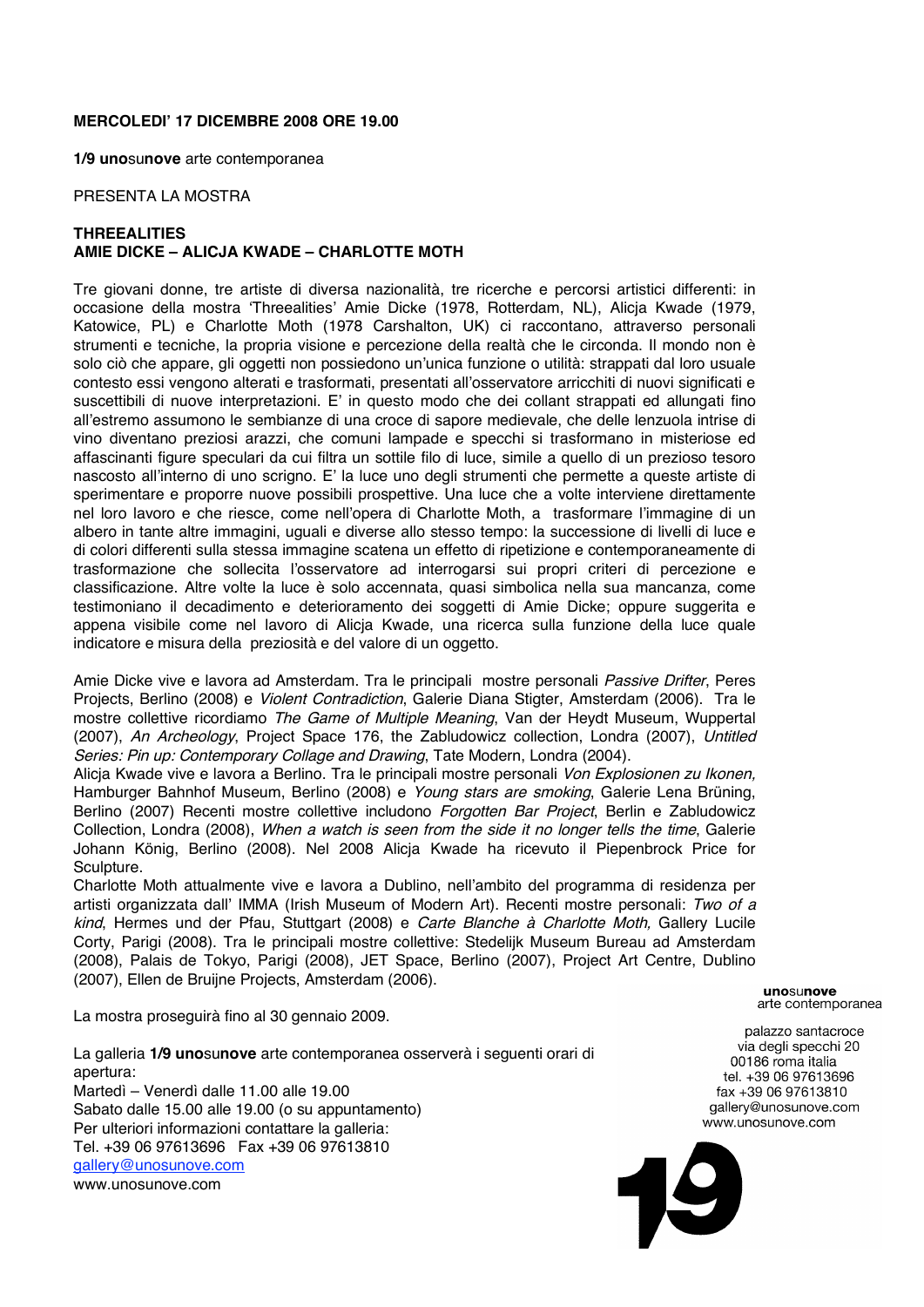**MERCOLEDI' 17 DICEMBRE 2008 ORE 19.00**

**1/9 uno**su**nove** arte contemporanea

PRESENTA LA MOSTRA

**THREEALITIES**
**AMIE DICKE – ALICJA KWADE – CHARLOTTE MOTH**

Tre giovani donne, tre artiste di diversa nazionalità, tre ricerche e percorsi artistici differenti: in occasione della mostra 'Threealities' Amie Dicke (1978, Rotterdam, NL), Alicja Kwade (1979, Katowice, PL) e Charlotte Moth (1978 Carshalton, UK) ci raccontano, attraverso personali strumenti e tecniche, la propria visione e percezione della realtà che le circonda. Il mondo non è solo ciò che appare, gli oggetti non possiedono un'unica funzione o utilità: strappati dal loro usuale contesto essi vengono alterati e trasformati, presentati all'osservatore arricchiti di nuovi significati e suscettibili di nuove interpretazioni. E' in questo modo che dei collant strappati ed allungati fino all'estremo assumono le sembianze di una croce di sapore medievale, che delle lenzuola intrise di vino diventano preziosi arazzi, che comuni lampade e specchi si trasformano in misteriose ed affascinanti figure speculari da cui filtra un sottile filo di luce, simile a quello di un prezioso tesoro nascosto all'interno di uno scrigno. E' la luce uno degli strumenti che permette a queste artiste di sperimentare e proporre nuove possibili prospettive. Una luce che a volte interviene direttamente nel loro lavoro e che riesce, come nell'opera di Charlotte Moth, a trasformare l'immagine di un albero in tante altre immagini, uguali e diverse allo stesso tempo: la successione di livelli di luce e di colori differenti sulla stessa immagine scatena un effetto di ripetizione e contemporaneamente di trasformazione che sollecita l'osservatore ad interrogarsi sui propri criteri di percezione e classificazione. Altre volte la luce è solo accennata, quasi simbolica nella sua mancanza, come testimoniano il decadimento e deterioramento dei soggetti di Amie Dicke; oppure suggerita e appena visibile come nel lavoro di Alicja Kwade, una ricerca sulla funzione della luce quale indicatore e misura della preziosità e del valore di un oggetto.

Amie Dicke vive e lavora ad Amsterdam. Tra le principali mostre personali *Passive Drifter*, Peres Projects, Berlino (2008) e *Violent Contradiction*, Galerie Diana Stigter, Amsterdam (2006). Tra le mostre collettive ricordiamo *The Game of Multiple Meaning*, Van der Heydt Museum, Wuppertal (2007), *An Archeology*, Project Space 176, the Zabludowicz collection, Londra (2007), *Untitled Series: Pin up: Contemporary Collage and Drawing*, Tate Modern, Londra (2004).
Alicja Kwade vive e lavora a Berlino. Tra le principali mostre personali *Von Explosionen zu Ikonen,* Hamburger Bahnhof Museum, Berlino (2008) e *Young stars are smoking*, Galerie Lena Brüning, Berlino (2007) Recenti mostre collettive includono *Forgotten Bar Project*, Berlin e Zabludowicz Collection, Londra (2008), *When a watch is seen from the side it no longer tells the time*, Galerie Johann König, Berlino (2008). Nel 2008 Alicja Kwade ha ricevuto il Piepenbrock Price for Sculpture.
Charlotte Moth attualmente vive e lavora a Dublino, nell'ambito del programma di residenza per artisti organizzata dall' IMMA (Irish Museum of Modern Art). Recenti mostre personali: *Two of a kind*, Hermes und der Pfau, Stuttgart (2008) e *Carte Blanche à Charlotte Moth,* Gallery Lucile Corty, Parigi (2008). Tra le principali mostre collettive: Stedelijk Museum Bureau ad Amsterdam (2008), Palais de Tokyo, Parigi (2008), JET Space, Berlino (2007), Project Art Centre, Dublino (2007), Ellen de Bruijne Projects, Amsterdam (2006).

La mostra proseguirà fino al 30 gennaio 2009.

La galleria **1/9 uno**su**nove** arte contemporanea osserverà i seguenti orari di apertura:
Martedì – Venerdì dalle 11.00 alle 19.00
Sabato dalle 15.00 alle 19.00 (o su appuntamento)
Per ulteriori informazioni contattare la galleria:
Tel. +39 06 97613696 Fax +39 06 97613810
gallery@unosunove.com
www.unosunove.com

**uno**su**nove**
arte contemporanea

palazzo santacroce
via degli specchi 20
00186 roma italia
tel. +39 06 97613696
fax +39 06 97613810
gallery@unosunove.com
www.unosunove.com

19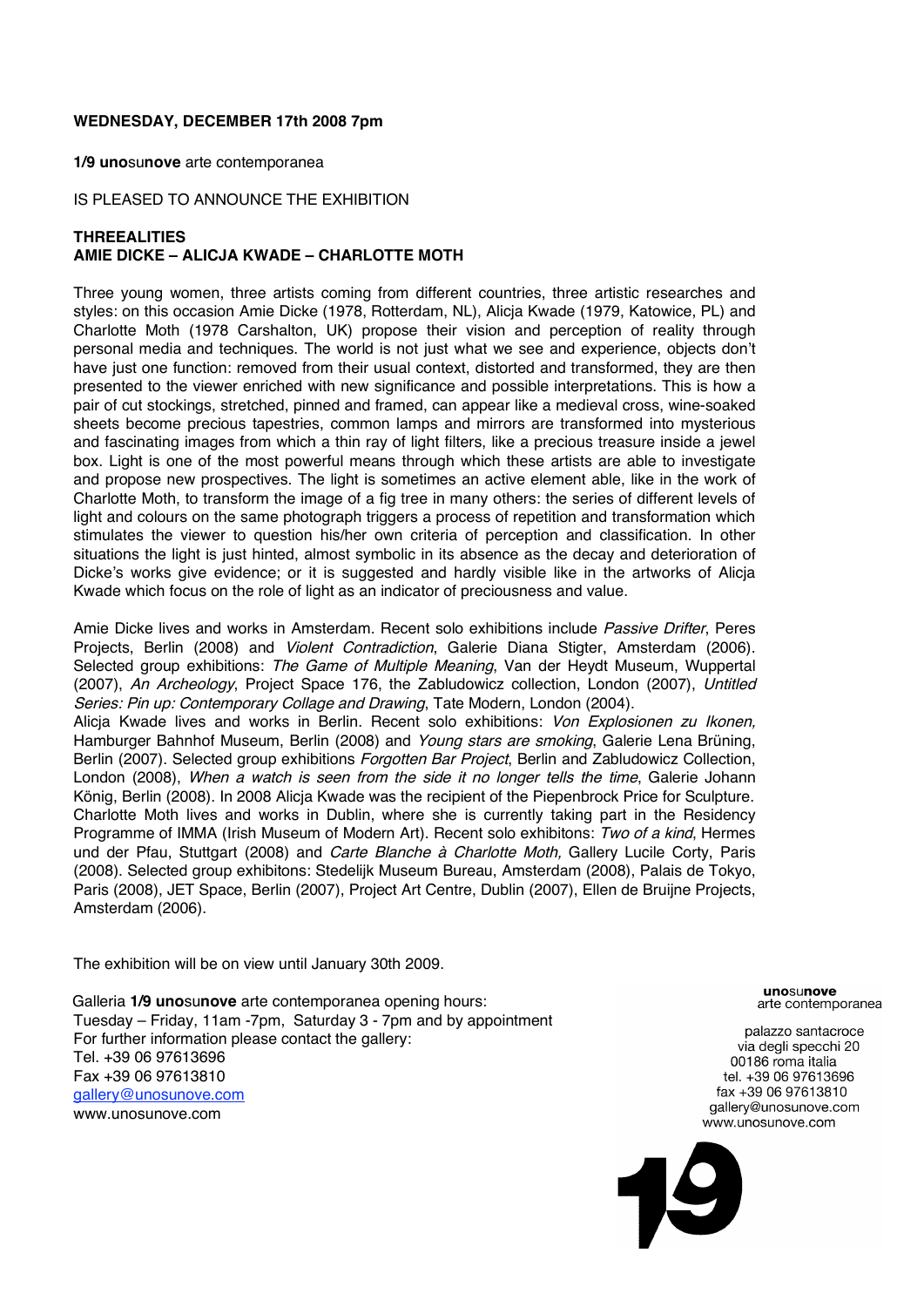**WEDNESDAY, DECEMBER 17th 2008 7pm**

**1/9 uno**su**nove** arte contemporanea

IS PLEASED TO ANNOUNCE THE EXHIBITION

**THREEALITIES**
**AMIE DICKE – ALICJA KWADE – CHARLOTTE MOTH**

Three young women, three artists coming from different countries, three artistic researches and styles: on this occasion Amie Dicke (1978, Rotterdam, NL), Alicja Kwade (1979, Katowice, PL) and Charlotte Moth (1978 Carshalton, UK) propose their vision and perception of reality through personal media and techniques. The world is not just what we see and experience, objects don't have just one function: removed from their usual context, distorted and transformed, they are then presented to the viewer enriched with new significance and possible interpretations. This is how a pair of cut stockings, stretched, pinned and framed, can appear like a medieval cross, wine-soaked sheets become precious tapestries, common lamps and mirrors are transformed into mysterious and fascinating images from which a thin ray of light filters, like a precious treasure inside a jewel box. Light is one of the most powerful means through which these artists are able to investigate and propose new prospectives. The light is sometimes an active element able, like in the work of Charlotte Moth, to transform the image of a fig tree in many others: the series of different levels of light and colours on the same photograph triggers a process of repetition and transformation which stimulates the viewer to question his/her own criteria of perception and classification. In other situations the light is just hinted, almost symbolic in its absence as the decay and deterioration of Dicke's works give evidence; or it is suggested and hardly visible like in the artworks of Alicja Kwade which focus on the role of light as an indicator of preciousness and value.

Amie Dicke lives and works in Amsterdam. Recent solo exhibitions include *Passive Drifter*, Peres Projects, Berlin (2008) and *Violent Contradiction*, Galerie Diana Stigter, Amsterdam (2006). Selected group exhibitions: *The Game of Multiple Meaning*, Van der Heydt Museum, Wuppertal (2007), *An Archeology*, Project Space 176, the Zabludowicz collection, London (2007), *Untitled Series: Pin up: Contemporary Collage and Drawing*, Tate Modern, London (2004).
Alicja Kwade lives and works in Berlin. Recent solo exhibitions: *Von Explosionen zu Ikonen,* Hamburger Bahnhof Museum, Berlin (2008) and *Young stars are smoking*, Galerie Lena Brüning, Berlin (2007). Selected group exhibitions *Forgotten Bar Project*, Berlin and Zabludowicz Collection, London (2008), *When a watch is seen from the side it no longer tells the time*, Galerie Johann König, Berlin (2008). In 2008 Alicja Kwade was the recipient of the Piepenbrock Price for Sculpture.
Charlotte Moth lives and works in Dublin, where she is currently taking part in the Residency Programme of IMMA (Irish Museum of Modern Art). Recent solo exhibitons: *Two of a kind*, Hermes und der Pfau, Stuttgart (2008) and *Carte Blanche à Charlotte Moth,* Gallery Lucile Corty, Paris (2008). Selected group exhibitons: Stedelijk Museum Bureau, Amsterdam (2008), Palais de Tokyo, Paris (2008), JET Space, Berlin (2007), Project Art Centre, Dublin (2007), Ellen de Bruijne Projects, Amsterdam (2006).

The exhibition will be on view until January 30th 2009.

Galleria **1/9 uno**su**nove** arte contemporanea opening hours:
Tuesday – Friday, 11am -7pm, Saturday 3 - 7pm and by appointment
For further information please contact the gallery:
Tel. +39 06 97613696
Fax +39 06 97613810
gallery@unosunove.com
www.unosunove.com

**uno**su**nove**
arte contemporanea

palazzo santacroce
via degli specchi 20
00186 roma italia
tel. +39 06 97613696
fax +39 06 97613810
gallery@unosunove.com
www.unosunove.com

19